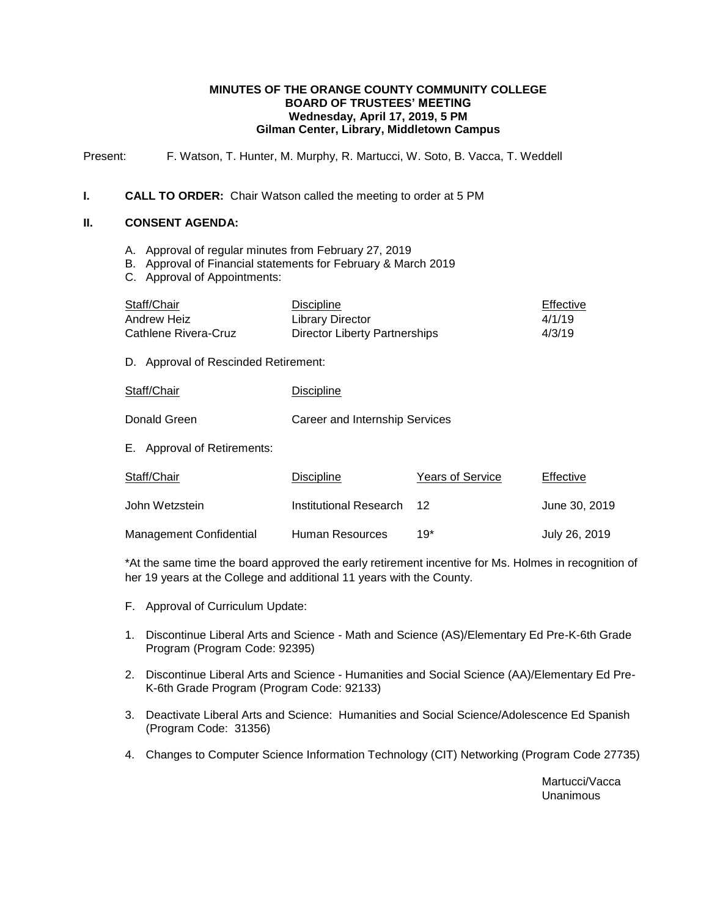**MINUTES OF THE ORANGE COUNTY COMMUNITY COLLEGE**
**BOARD OF TRUSTEES' MEETING**
**Wednesday, April 17, 2019, 5 PM**
**Gilman Center, Library, Middletown Campus**

Present: F. Watson, T. Hunter, M. Murphy, R. Martucci, W. Soto, B. Vacca, T. Weddell

## I. CALL TO ORDER: Chair Watson called the meeting to order at 5 PM

## II. CONSENT AGENDA:

A. Approval of regular minutes from February 27, 2019
B. Approval of Financial statements for February & March 2019
C. Approval of Appointments:

| Staff/Chair | Discipline | Effective |
|---|---|---|
| Andrew Heiz | Library Director | 4/1/19 |
| Cathlene Rivera-Cruz | Director Liberty Partnerships | 4/3/19 |

D. Approval of Rescinded Retirement:

| Staff/Chair | Discipline |
|---|---|
| Donald Green | Career and Internship Services |

E. Approval of Retirements:

| Staff/Chair | Discipline | Years of Service | Effective |
|---|---|---|---|
| John Wetzstein | Institutional Research | 12 | June 30, 2019 |
| Management Confidential | Human Resources | 19* | July 26, 2019 |

*At the same time the board approved the early retirement incentive for Ms. Holmes in recognition of her 19 years at the College and additional 11 years with the County.

F. Approval of Curriculum Update:

1. Discontinue Liberal Arts and Science - Math and Science (AS)/Elementary Ed Pre-K-6th Grade Program (Program Code: 92395)
2. Discontinue Liberal Arts and Science - Humanities and Social Science (AA)/Elementary Ed Pre-K-6th Grade Program (Program Code: 92133)
3. Deactivate Liberal Arts and Science: Humanities and Social Science/Adolescence Ed Spanish (Program Code: 31356)
4. Changes to Computer Science Information Technology (CIT) Networking (Program Code 27735)

Martucci/Vacca
Unanimous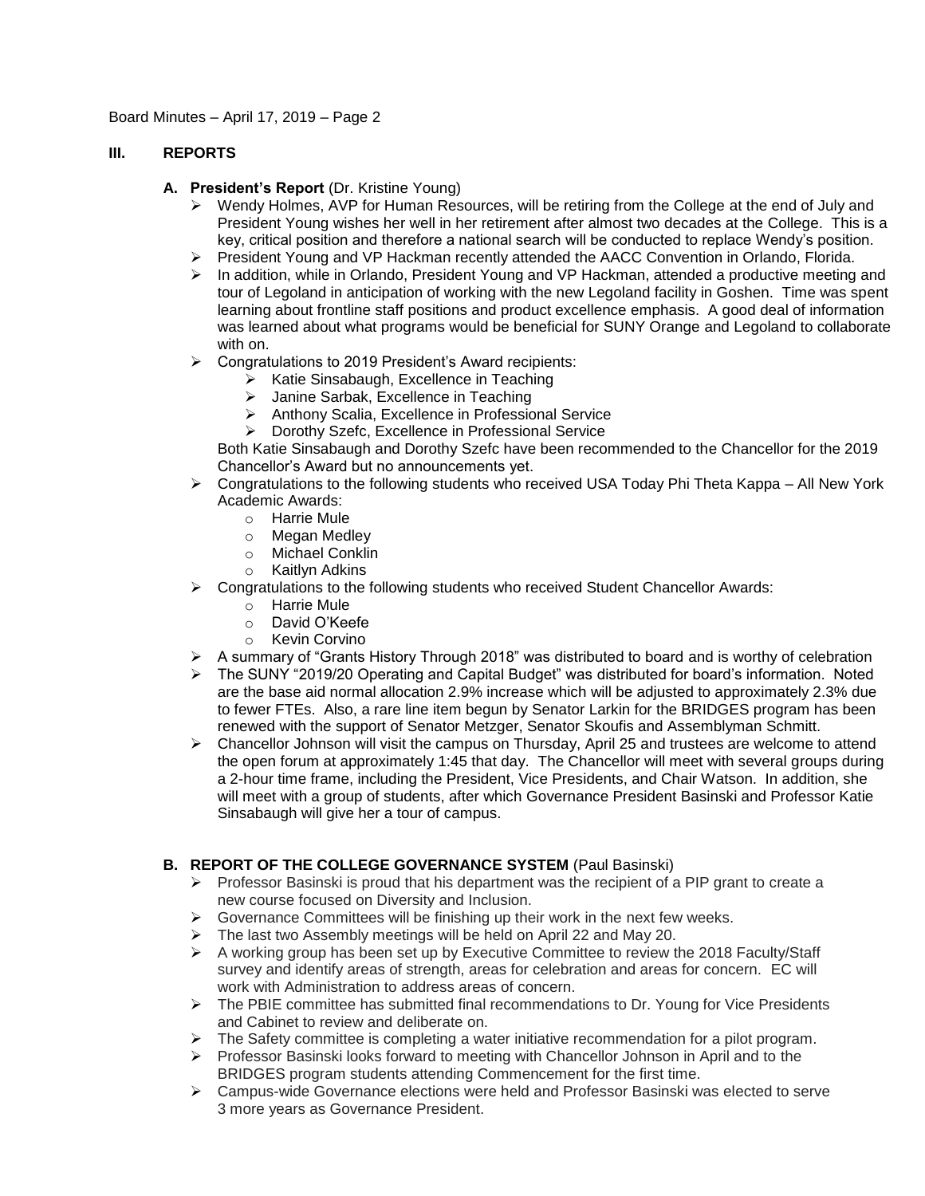## III. REPORTS

### A. President's Report (Dr. Kristine Young)

- Wendy Holmes, AVP for Human Resources, will be retiring from the College at the end of July and President Young wishes her well in her retirement after almost two decades at the College. This is a key, critical position and therefore a national search will be conducted to replace Wendy's position.
- President Young and VP Hackman recently attended the AACC Convention in Orlando, Florida.
- In addition, while in Orlando, President Young and VP Hackman, attended a productive meeting and tour of Legoland in anticipation of working with the new Legoland facility in Goshen. Time was spent learning about frontline staff positions and product excellence emphasis. A good deal of information was learned about what programs would be beneficial for SUNY Orange and Legoland to collaborate with on.
- Congratulations to 2019 President's Award recipients:
  - Katie Sinsabaugh, Excellence in Teaching
  - Janine Sarbak, Excellence in Teaching
  - Anthony Scalia, Excellence in Professional Service
  - Dorothy Szefc, Excellence in Professional Service

  Both Katie Sinsabaugh and Dorothy Szefc have been recommended to the Chancellor for the 2019 Chancellor's Award but no announcements yet.
- Congratulations to the following students who received USA Today Phi Theta Kappa – All New York Academic Awards:
  - Harrie Mule
  - Megan Medley
  - Michael Conklin
  - Kaitlyn Adkins
- Congratulations to the following students who received Student Chancellor Awards:
  - Harrie Mule
  - David O'Keefe
  - Kevin Corvino
- A summary of "Grants History Through 2018" was distributed to board and is worthy of celebration
- The SUNY "2019/20 Operating and Capital Budget" was distributed for board's information. Noted are the base aid normal allocation 2.9% increase which will be adjusted to approximately 2.3% due to fewer FTEs. Also, a rare line item begun by Senator Larkin for the BRIDGES program has been renewed with the support of Senator Metzger, Senator Skoufis and Assemblyman Schmitt.
- Chancellor Johnson will visit the campus on Thursday, April 25 and trustees are welcome to attend the open forum at approximately 1:45 that day. The Chancellor will meet with several groups during a 2-hour time frame, including the President, Vice Presidents, and Chair Watson. In addition, she will meet with a group of students, after which Governance President Basinski and Professor Katie Sinsabaugh will give her a tour of campus.

### B. REPORT OF THE COLLEGE GOVERNANCE SYSTEM (Paul Basinski)

- Professor Basinski is proud that his department was the recipient of a PIP grant to create a new course focused on Diversity and Inclusion.
- Governance Committees will be finishing up their work in the next few weeks.
- The last two Assembly meetings will be held on April 22 and May 20.
- A working group has been set up by Executive Committee to review the 2018 Faculty/Staff survey and identify areas of strength, areas for celebration and areas for concern. EC will work with Administration to address areas of concern.
- The PBIE committee has submitted final recommendations to Dr. Young for Vice Presidents and Cabinet to review and deliberate on.
- The Safety committee is completing a water initiative recommendation for a pilot program.
- Professor Basinski looks forward to meeting with Chancellor Johnson in April and to the BRIDGES program students attending Commencement for the first time.
- Campus-wide Governance elections were held and Professor Basinski was elected to serve 3 more years as Governance President.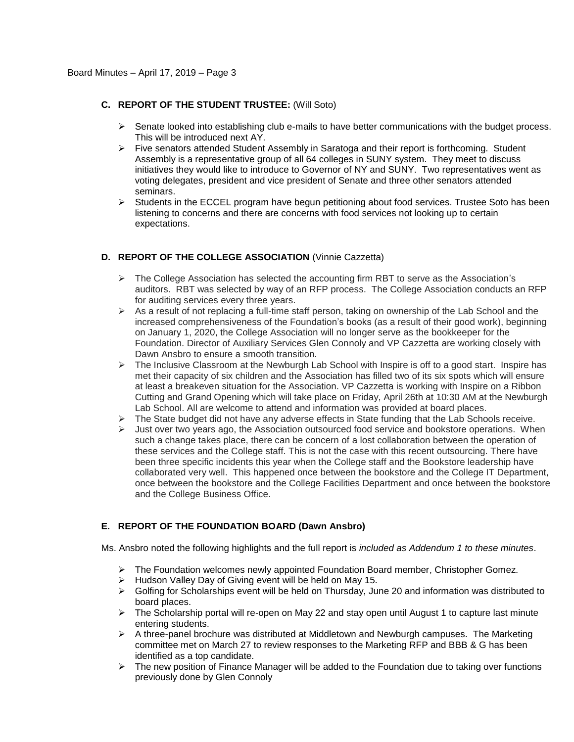### C. **REPORT OF THE STUDENT TRUSTEE:** (Will Soto)

- Senate looked into establishing club e-mails to have better communications with the budget process. This will be introduced next AY.
- Five senators attended Student Assembly in Saratoga and their report is forthcoming. Student Assembly is a representative group of all 64 colleges in SUNY system. They meet to discuss initiatives they would like to introduce to Governor of NY and SUNY. Two representatives went as voting delegates, president and vice president of Senate and three other senators attended seminars.
- Students in the ECCEL program have begun petitioning about food services. Trustee Soto has been listening to concerns and there are concerns with food services not looking up to certain expectations.

### D. **REPORT OF THE COLLEGE ASSOCIATION** (Vinnie Cazzetta)

- The College Association has selected the accounting firm RBT to serve as the Association's auditors. RBT was selected by way of an RFP process. The College Association conducts an RFP for auditing services every three years.
- As a result of not replacing a full-time staff person, taking on ownership of the Lab School and the increased comprehensiveness of the Foundation's books (as a result of their good work), beginning on January 1, 2020, the College Association will no longer serve as the bookkeeper for the Foundation. Director of Auxiliary Services Glen Connoly and VP Cazzetta are working closely with Dawn Ansbro to ensure a smooth transition.
- The Inclusive Classroom at the Newburgh Lab School with Inspire is off to a good start. Inspire has met their capacity of six children and the Association has filled two of its six spots which will ensure at least a breakeven situation for the Association. VP Cazzetta is working with Inspire on a Ribbon Cutting and Grand Opening which will take place on Friday, April 26th at 10:30 AM at the Newburgh Lab School. All are welcome to attend and information was provided at board places.
- The State budget did not have any adverse effects in State funding that the Lab Schools receive.
- Just over two years ago, the Association outsourced food service and bookstore operations. When such a change takes place, there can be concern of a lost collaboration between the operation of these services and the College staff. This is not the case with this recent outsourcing. There have been three specific incidents this year when the College staff and the Bookstore leadership have collaborated very well. This happened once between the bookstore and the College IT Department, once between the bookstore and the College Facilities Department and once between the bookstore and the College Business Office.

### E. **REPORT OF THE FOUNDATION BOARD (Dawn Ansbro)**

Ms. Ansbro noted the following highlights and the full report is *included as Addendum 1 to these minutes*.

- The Foundation welcomes newly appointed Foundation Board member, Christopher Gomez.
- Hudson Valley Day of Giving event will be held on May 15.
- Golfing for Scholarships event will be held on Thursday, June 20 and information was distributed to board places.
- The Scholarship portal will re-open on May 22 and stay open until August 1 to capture last minute entering students.
- A three-panel brochure was distributed at Middletown and Newburgh campuses. The Marketing committee met on March 27 to review responses to the Marketing RFP and BBB & G has been identified as a top candidate.
- The new position of Finance Manager will be added to the Foundation due to taking over functions previously done by Glen Connoly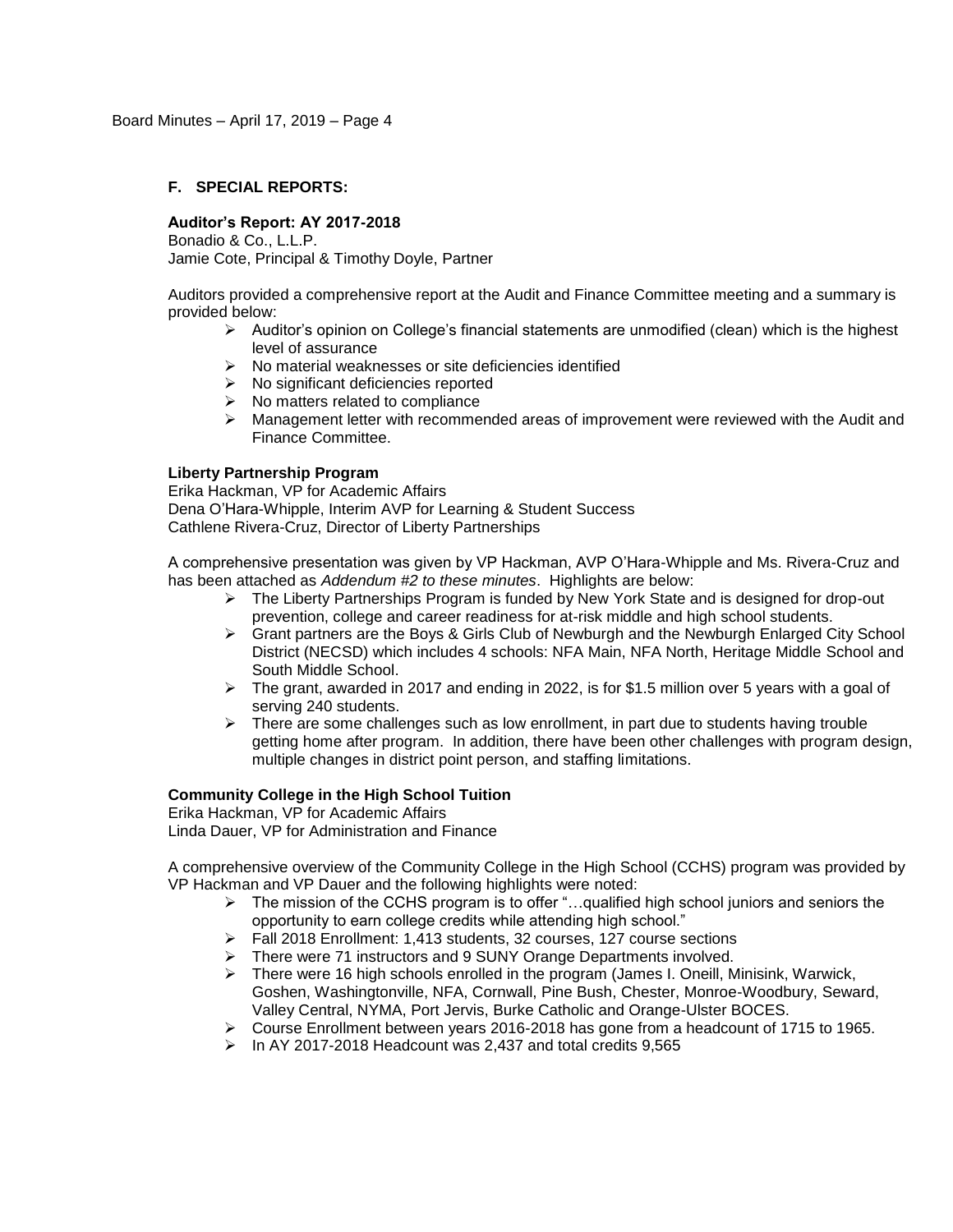## F. SPECIAL REPORTS:

**Auditor's Report: AY 2017-2018**
Bonadio & Co., L.L.P.
Jamie Cote, Principal & Timothy Doyle, Partner

Auditors provided a comprehensive report at the Audit and Finance Committee meeting and a summary is provided below:

- Auditor's opinion on College's financial statements are unmodified (clean) which is the highest level of assurance
- No material weaknesses or site deficiencies identified
- No significant deficiencies reported
- No matters related to compliance
- Management letter with recommended areas of improvement were reviewed with the Audit and Finance Committee.

**Liberty Partnership Program**
Erika Hackman, VP for Academic Affairs
Dena O'Hara-Whipple, Interim AVP for Learning & Student Success
Cathlene Rivera-Cruz, Director of Liberty Partnerships

A comprehensive presentation was given by VP Hackman, AVP O'Hara-Whipple and Ms. Rivera-Cruz and has been attached as *Addendum #2 to these minutes*. Highlights are below:

- The Liberty Partnerships Program is funded by New York State and is designed for drop-out prevention, college and career readiness for at-risk middle and high school students.
- Grant partners are the Boys & Girls Club of Newburgh and the Newburgh Enlarged City School District (NECSD) which includes 4 schools: NFA Main, NFA North, Heritage Middle School and South Middle School.
- The grant, awarded in 2017 and ending in 2022, is for $1.5 million over 5 years with a goal of serving 240 students.
- There are some challenges such as low enrollment, in part due to students having trouble getting home after program. In addition, there have been other challenges with program design, multiple changes in district point person, and staffing limitations.

**Community College in the High School Tuition**
Erika Hackman, VP for Academic Affairs
Linda Dauer, VP for Administration and Finance

A comprehensive overview of the Community College in the High School (CCHS) program was provided by VP Hackman and VP Dauer and the following highlights were noted:

- The mission of the CCHS program is to offer "…qualified high school juniors and seniors the opportunity to earn college credits while attending high school."
- Fall 2018 Enrollment: 1,413 students, 32 courses, 127 course sections
- There were 71 instructors and 9 SUNY Orange Departments involved.
- There were 16 high schools enrolled in the program (James I. Oneill, Minisink, Warwick, Goshen, Washingtonville, NFA, Cornwall, Pine Bush, Chester, Monroe-Woodbury, Seward, Valley Central, NYMA, Port Jervis, Burke Catholic and Orange-Ulster BOCES.
- Course Enrollment between years 2016-2018 has gone from a headcount of 1715 to 1965.
- In AY 2017-2018 Headcount was 2,437 and total credits 9,565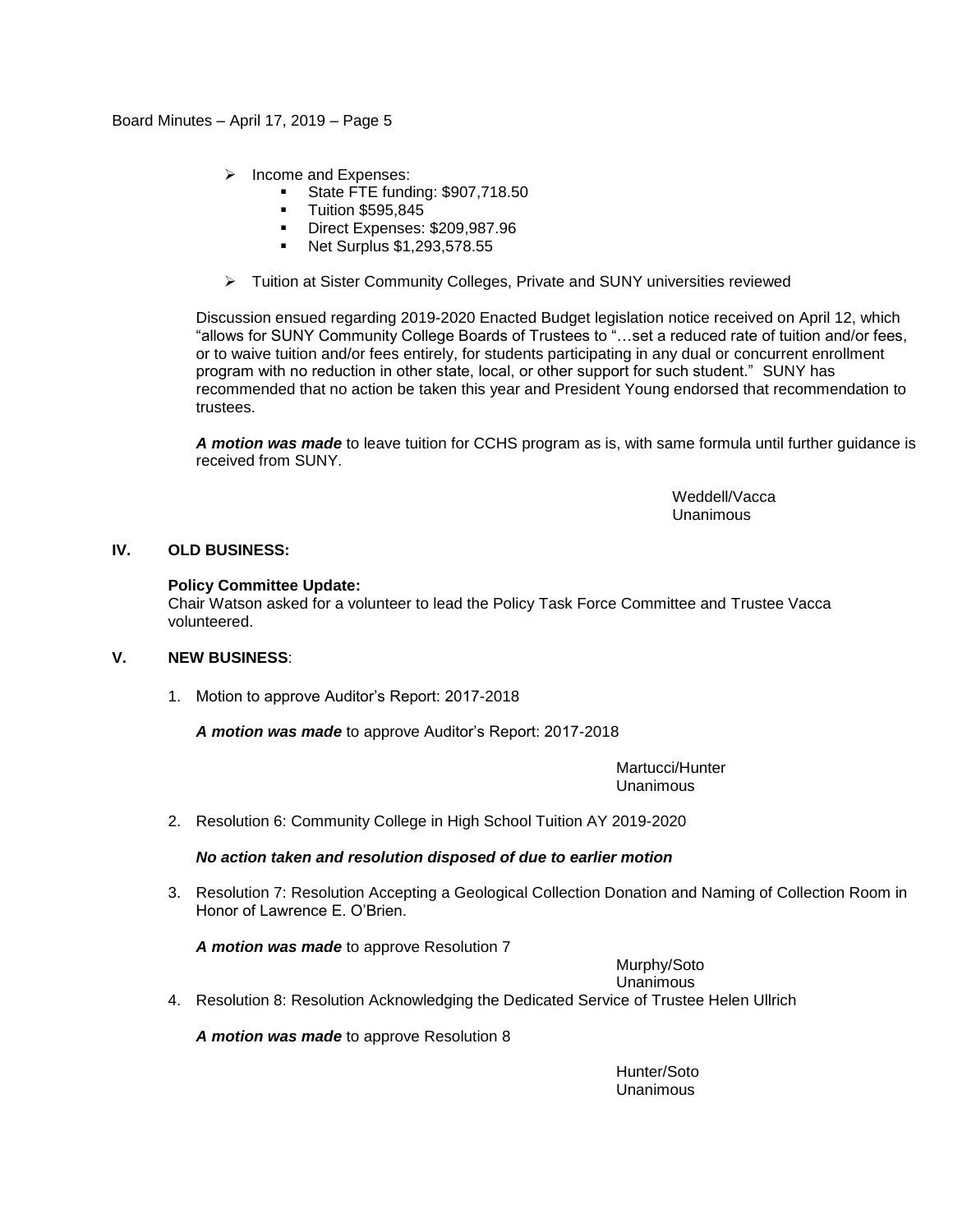- Income and Expenses:
  - State FTE funding: $907,718.50
  - Tuition $595,845
  - Direct Expenses: $209,987.96
  - Net Surplus $1,293,578.55
- Tuition at Sister Community Colleges, Private and SUNY universities reviewed

Discussion ensued regarding 2019-2020 Enacted Budget legislation notice received on April 12, which "allows for SUNY Community College Boards of Trustees to "…set a reduced rate of tuition and/or fees, or to waive tuition and/or fees entirely, for students participating in any dual or concurrent enrollment program with no reduction in other state, local, or other support for such student." SUNY has recommended that no action be taken this year and President Young endorsed that recommendation to trustees.

***A motion was made*** to leave tuition for CCHS program as is, with same formula until further guidance is received from SUNY.

Weddell/Vacca
Unanimous

## IV. OLD BUSINESS:

**Policy Committee Update:**
Chair Watson asked for a volunteer to lead the Policy Task Force Committee and Trustee Vacca volunteered.

## V. NEW BUSINESS:

1. Motion to approve Auditor's Report: 2017-2018

   ***A motion was made*** to approve Auditor's Report: 2017-2018

   Martucci/Hunter
   Unanimous

2. Resolution 6: Community College in High School Tuition AY 2019-2020

   ***No action taken and resolution disposed of due to earlier motion***

3. Resolution 7: Resolution Accepting a Geological Collection Donation and Naming of Collection Room in Honor of Lawrence E. O'Brien.

   ***A motion was made*** to approve Resolution 7

   Murphy/Soto
   Unanimous

4. Resolution 8: Resolution Acknowledging the Dedicated Service of Trustee Helen Ullrich

   ***A motion was made*** to approve Resolution 8

   Hunter/Soto
   Unanimous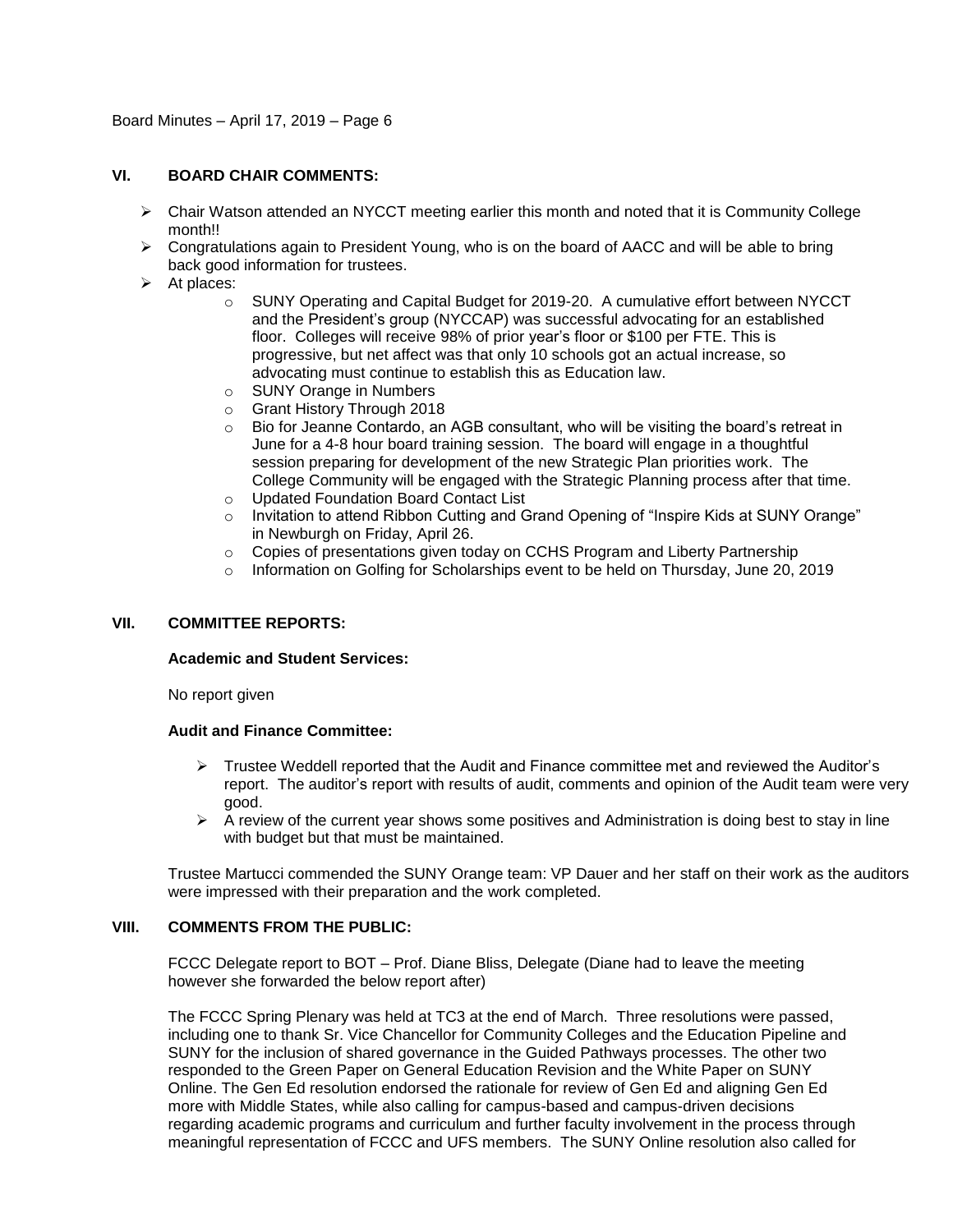## VI. BOARD CHAIR COMMENTS:

- Chair Watson attended an NYCCT meeting earlier this month and noted that it is Community College month!!
- Congratulations again to President Young, who is on the board of AACC and will be able to bring back good information for trustees.
- At places:
  - SUNY Operating and Capital Budget for 2019-20. A cumulative effort between NYCCT and the President's group (NYCCAP) was successful advocating for an established floor. Colleges will receive 98% of prior year's floor or $100 per FTE. This is progressive, but net affect was that only 10 schools got an actual increase, so advocating must continue to establish this as Education law.
  - SUNY Orange in Numbers
  - Grant History Through 2018
  - Bio for Jeanne Contardo, an AGB consultant, who will be visiting the board's retreat in June for a 4-8 hour board training session. The board will engage in a thoughtful session preparing for development of the new Strategic Plan priorities work. The College Community will be engaged with the Strategic Planning process after that time.
  - Updated Foundation Board Contact List
  - Invitation to attend Ribbon Cutting and Grand Opening of "Inspire Kids at SUNY Orange" in Newburgh on Friday, April 26.
  - Copies of presentations given today on CCHS Program and Liberty Partnership
  - Information on Golfing for Scholarships event to be held on Thursday, June 20, 2019

## VII. COMMITTEE REPORTS:

**Academic and Student Services:**

No report given

**Audit and Finance Committee:**

- Trustee Weddell reported that the Audit and Finance committee met and reviewed the Auditor's report. The auditor's report with results of audit, comments and opinion of the Audit team were very good.
- A review of the current year shows some positives and Administration is doing best to stay in line with budget but that must be maintained.

Trustee Martucci commended the SUNY Orange team: VP Dauer and her staff on their work as the auditors were impressed with their preparation and the work completed.

## VIII. COMMENTS FROM THE PUBLIC:

FCCC Delegate report to BOT – Prof. Diane Bliss, Delegate (Diane had to leave the meeting however she forwarded the below report after)

The FCCC Spring Plenary was held at TC3 at the end of March. Three resolutions were passed, including one to thank Sr. Vice Chancellor for Community Colleges and the Education Pipeline and SUNY for the inclusion of shared governance in the Guided Pathways processes. The other two responded to the Green Paper on General Education Revision and the White Paper on SUNY Online. The Gen Ed resolution endorsed the rationale for review of Gen Ed and aligning Gen Ed more with Middle States, while also calling for campus-based and campus-driven decisions regarding academic programs and curriculum and further faculty involvement in the process through meaningful representation of FCCC and UFS members. The SUNY Online resolution also called for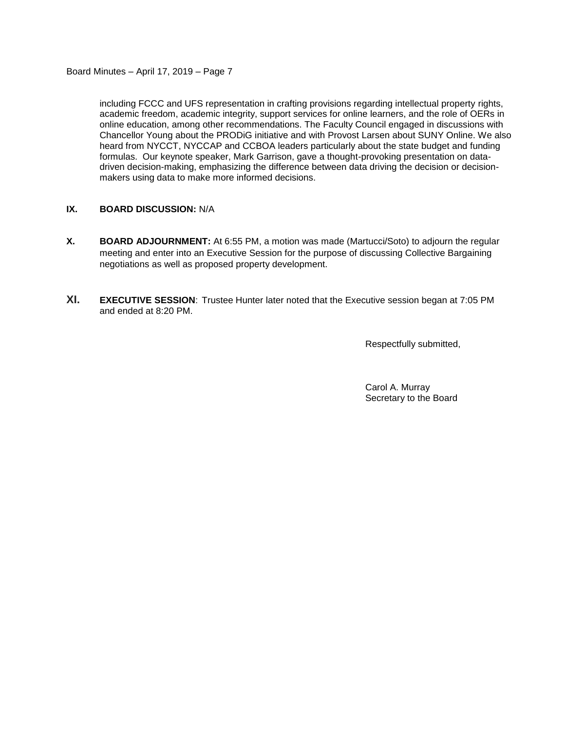including FCCC and UFS representation in crafting provisions regarding intellectual property rights, academic freedom, academic integrity, support services for online learners, and the role of OERs in online education, among other recommendations. The Faculty Council engaged in discussions with Chancellor Young about the PRODiG initiative and with Provost Larsen about SUNY Online. We also heard from NYCCT, NYCCAP and CCBOA leaders particularly about the state budget and funding formulas. Our keynote speaker, Mark Garrison, gave a thought-provoking presentation on data-driven decision-making, emphasizing the difference between data driving the decision or decision-makers using data to make more informed decisions.

**IX. BOARD DISCUSSION:** N/A

**X. BOARD ADJOURNMENT:** At 6:55 PM, a motion was made (Martucci/Soto) to adjourn the regular meeting and enter into an Executive Session for the purpose of discussing Collective Bargaining negotiations as well as proposed property development.

**XI. EXECUTIVE SESSION**: Trustee Hunter later noted that the Executive session began at 7:05 PM and ended at 8:20 PM.

Respectfully submitted,

Carol A. Murray
Secretary to the Board